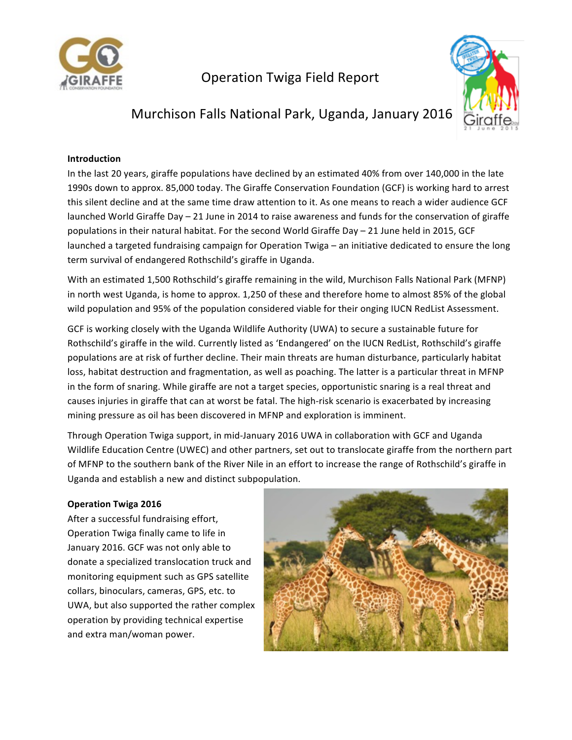# Operation Twiga Field Report

## Murchison Falls National Park, Uganda, January 2016

**Introduction**

In the last 20 years, giraffe populations have declined by an estimated 40% from over 140,000 in the late 1990s down to approx. 85,000 today. The Giraffe Conservation Foundation (GCF) is working hard to arrest this silent decline and at the same time draw attention to it. As one means to reach a wider audience GCF launched World Giraffe Day – 21 June in 2014 to raise awareness and funds for the conservation of giraffe populations in their natural habitat. For the second World Giraffe Day – 21 June held in 2015, GCF launched a targeted fundraising campaign for Operation Twiga – an initiative dedicated to ensure the long term survival of endangered Rothschild's giraffe in Uganda.

With an estimated 1,500 Rothschild's giraffe remaining in the wild, Murchison Falls National Park (MFNP) in north west Uganda, is home to approx. 1,250 of these and therefore home to almost 85% of the global wild population and 95% of the population considered viable for their onging IUCN RedList Assessment.

GCF is working closely with the Uganda Wildlife Authority (UWA) to secure a sustainable future for Rothschild's giraffe in the wild. Currently listed as 'Endangered' on the IUCN RedList, Rothschild's giraffe populations are at risk of further decline. Their main threats are human disturbance, particularly habitat loss, habitat destruction and fragmentation, as well as poaching. The latter is a particular threat in MFNP in the form of snaring. While giraffe are not a target species, opportunistic snaring is a real threat and causes injuries in giraffe that can at worst be fatal. The high-risk scenario is exacerbated by increasing mining pressure as oil has been discovered in MFNP and exploration is imminent.

Through Operation Twiga support, in mid-January 2016 UWA in collaboration with GCF and Uganda Wildlife Education Centre (UWEC) and other partners, set out to translocate giraffe from the northern part of MFNP to the southern bank of the River Nile in an effort to increase the range of Rothschild's giraffe in Uganda and establish a new and distinct subpopulation.

**Operation Twiga 2016**

After a successful fundraising effort, Operation Twiga finally came to life in January 2016. GCF was not only able to donate a specialized translocation truck and monitoring equipment such as GPS satellite collars, binoculars, cameras, GPS, etc. to UWA, but also supported the rather complex operation by providing technical expertise and extra man/woman power.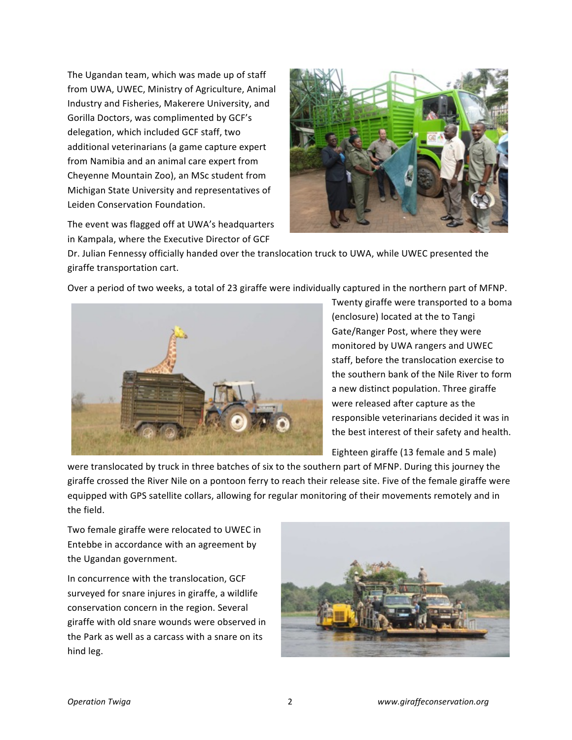The Ugandan team, which was made up of staff from UWA, UWEC, Ministry of Agriculture, Animal Industry and Fisheries, Makerere University, and Gorilla Doctors, was complimented by GCF's delegation, which included GCF staff, two additional veterinarians (a game capture expert from Namibia and an animal care expert from Cheyenne Mountain Zoo), an MSc student from Michigan State University and representatives of Leiden Conservation Foundation.

The event was flagged off at UWA's headquarters in Kampala, where the Executive Director of GCF Dr. Julian Fennessy officially handed over the translocation truck to UWA, while UWEC presented the giraffe transportation cart.

Over a period of two weeks, a total of 23 giraffe were individually captured in the northern part of MFNP. Twenty giraffe were transported to a boma (enclosure) located at the to Tangi Gate/Ranger Post, where they were monitored by UWA rangers and UWEC staff, before the translocation exercise to the southern bank of the Nile River to form a new distinct population. Three giraffe were released after capture as the responsible veterinarians decided it was in the best interest of their safety and health.

Eighteen giraffe (13 female and 5 male) were translocated by truck in three batches of six to the southern part of MFNP. During this journey the giraffe crossed the River Nile on a pontoon ferry to reach their release site. Five of the female giraffe were equipped with GPS satellite collars, allowing for regular monitoring of their movements remotely and in the field.

Two female giraffe were relocated to UWEC in Entebbe in accordance with an agreement by the Ugandan government.

In concurrence with the translocation, GCF surveyed for snare injures in giraffe, a wildlife conservation concern in the region. Several giraffe with old snare wounds were observed in the Park as well as a carcass with a snare on its hind leg.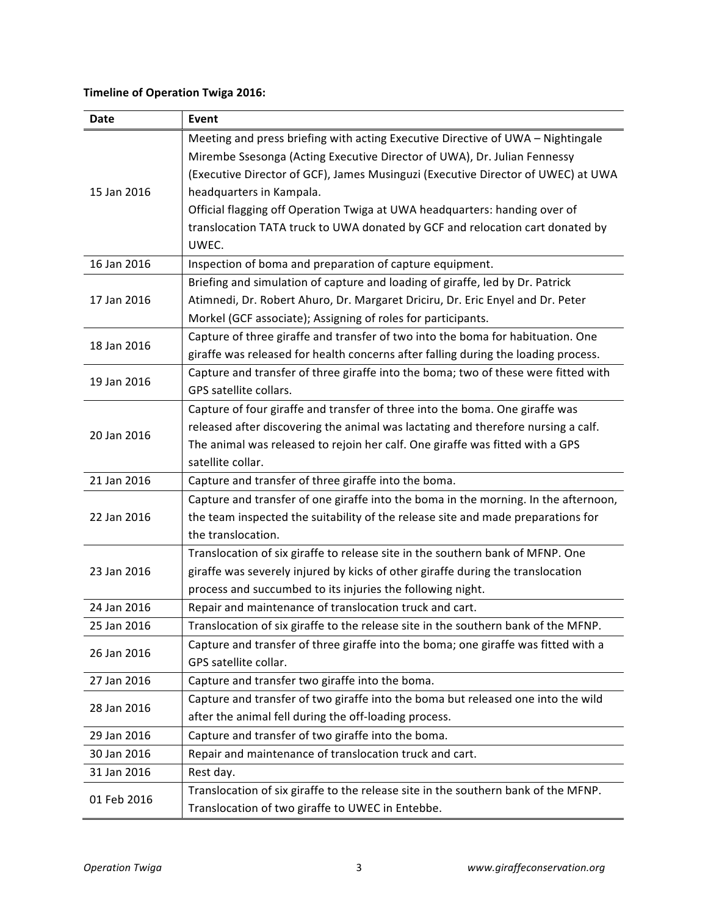**Timeline of Operation Twiga 2016:**

| Date | Event |
| --- | --- |
| 15 Jan 2016 | Meeting and press briefing with acting Executive Directive of UWA – Nightingale Mirembe Ssesonga (Acting Executive Director of UWA), Dr. Julian Fennessy (Executive Director of GCF), James Musinguzi (Executive Director of UWEC) at UWA headquarters in Kampala. Official flagging off Operation Twiga at UWA headquarters: handing over of translocation TATA truck to UWA donated by GCF and relocation cart donated by UWEC. |
| 16 Jan 2016 | Inspection of boma and preparation of capture equipment. |
| 17 Jan 2016 | Briefing and simulation of capture and loading of giraffe, led by Dr. Patrick Atimnedi, Dr. Robert Ahuro, Dr. Margaret Driciru, Dr. Eric Enyel and Dr. Peter Morkel (GCF associate); Assigning of roles for participants. |
| 18 Jan 2016 | Capture of three giraffe and transfer of two into the boma for habituation. One giraffe was released for health concerns after falling during the loading process. |
| 19 Jan 2016 | Capture and transfer of three giraffe into the boma; two of these were fitted with GPS satellite collars. |
| 20 Jan 2016 | Capture of four giraffe and transfer of three into the boma. One giraffe was released after discovering the animal was lactating and therefore nursing a calf. The animal was released to rejoin her calf. One giraffe was fitted with a GPS satellite collar. |
| 21 Jan 2016 | Capture and transfer of three giraffe into the boma. |
| 22 Jan 2016 | Capture and transfer of one giraffe into the boma in the morning. In the afternoon, the team inspected the suitability of the release site and made preparations for the translocation. |
| 23 Jan 2016 | Translocation of six giraffe to release site in the southern bank of MFNP. One giraffe was severely injured by kicks of other giraffe during the translocation process and succumbed to its injuries the following night. |
| 24 Jan 2016 | Repair and maintenance of translocation truck and cart. |
| 25 Jan 2016 | Translocation of six giraffe to the release site in the southern bank of the MFNP. |
| 26 Jan 2016 | Capture and transfer of three giraffe into the boma; one giraffe was fitted with a GPS satellite collar. |
| 27 Jan 2016 | Capture and transfer two giraffe into the boma. |
| 28 Jan 2016 | Capture and transfer of two giraffe into the boma but released one into the wild after the animal fell during the off-loading process. |
| 29 Jan 2016 | Capture and transfer of two giraffe into the boma. |
| 30 Jan 2016 | Repair and maintenance of translocation truck and cart. |
| 31 Jan 2016 | Rest day. |
| 01 Feb 2016 | Translocation of six giraffe to the release site in the southern bank of the MFNP. Translocation of two giraffe to UWEC in Entebbe. |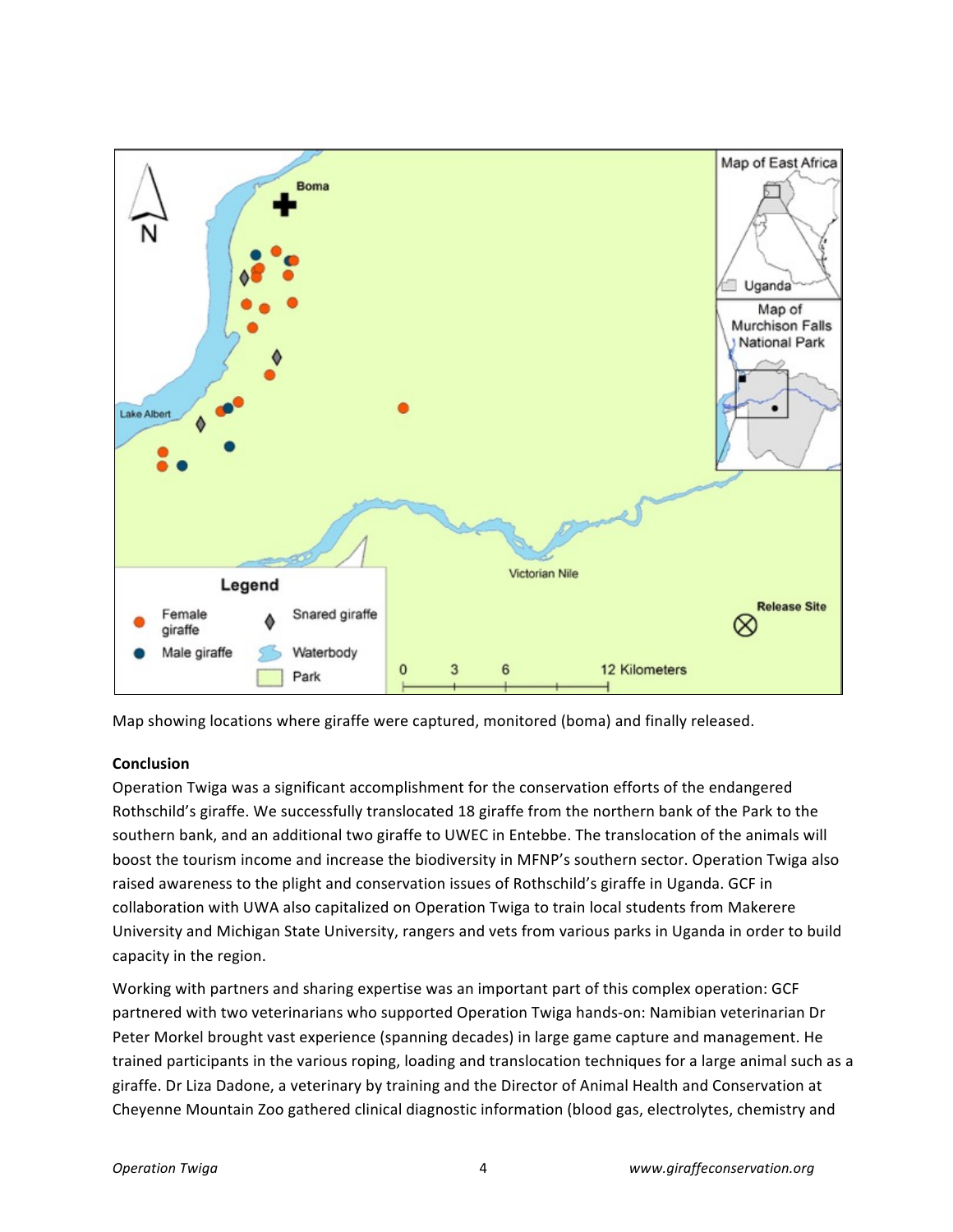Map showing locations where giraffe were captured, monitored (boma) and finally released.

**Conclusion**

Operation Twiga was a significant accomplishment for the conservation efforts of the endangered Rothschild's giraffe. We successfully translocated 18 giraffe from the northern bank of the Park to the southern bank, and an additional two giraffe to UWEC in Entebbe. The translocation of the animals will boost the tourism income and increase the biodiversity in MFNP's southern sector. Operation Twiga also raised awareness to the plight and conservation issues of Rothschild's giraffe in Uganda. GCF in collaboration with UWA also capitalized on Operation Twiga to train local students from Makerere University and Michigan State University, rangers and vets from various parks in Uganda in order to build capacity in the region.

Working with partners and sharing expertise was an important part of this complex operation: GCF partnered with two veterinarians who supported Operation Twiga hands-on: Namibian veterinarian Dr Peter Morkel brought vast experience (spanning decades) in large game capture and management. He trained participants in the various roping, loading and translocation techniques for a large animal such as a giraffe. Dr Liza Dadone, a veterinary by training and the Director of Animal Health and Conservation at Cheyenne Mountain Zoo gathered clinical diagnostic information (blood gas, electrolytes, chemistry and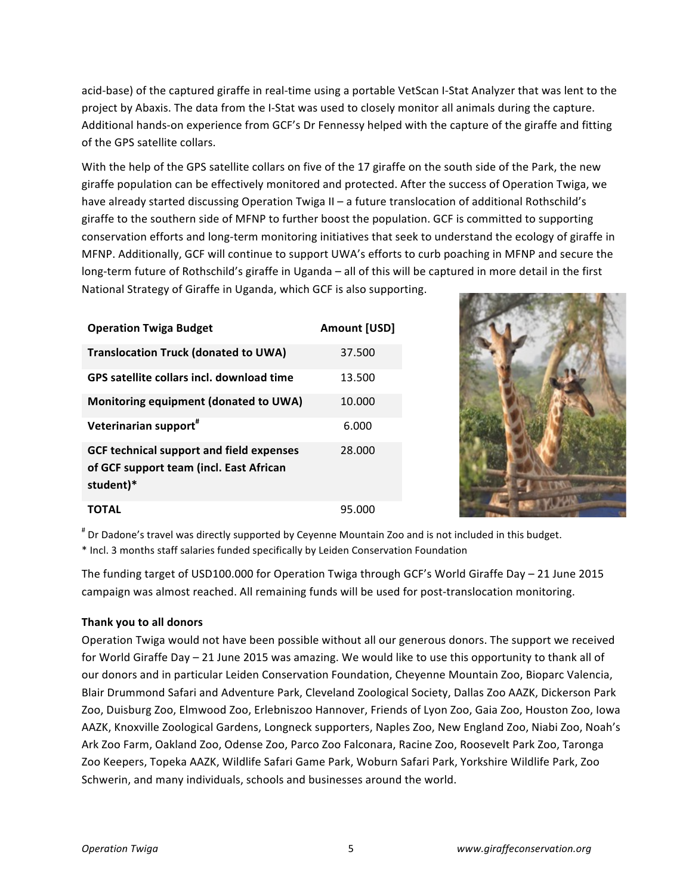acid-base) of the captured giraffe in real-time using a portable VetScan I-Stat Analyzer that was lent to the project by Abaxis. The data from the I-Stat was used to closely monitor all animals during the capture. Additional hands-on experience from GCF's Dr Fennessy helped with the capture of the giraffe and fitting of the GPS satellite collars.

With the help of the GPS satellite collars on five of the 17 giraffe on the south side of the Park, the new giraffe population can be effectively monitored and protected. After the success of Operation Twiga, we have already started discussing Operation Twiga II – a future translocation of additional Rothschild's giraffe to the southern side of MFNP to further boost the population. GCF is committed to supporting conservation efforts and long-term monitoring initiatives that seek to understand the ecology of giraffe in MFNP. Additionally, GCF will continue to support UWA's efforts to curb poaching in MFNP and secure the long-term future of Rothschild's giraffe in Uganda – all of this will be captured in more detail in the first National Strategy of Giraffe in Uganda, which GCF is also supporting.

| **Operation Twiga Budget** | **Amount [USD]** |
|---|---|
| **Translocation Truck (donated to UWA)** | 37.500 |
| **GPS satellite collars incl. download time** | 13.500 |
| **Monitoring equipment (donated to UWA)** | 10.000 |
| **Veterinarian support**[#] | 6.000 |
| **GCF technical support and field expenses of GCF support team (incl. East African student)*** | 28.000 |
| **TOTAL** | 95.000 |

[#] Dr Dadone's travel was directly supported by Ceyenne Mountain Zoo and is not included in this budget.

* Incl. 3 months staff salaries funded specifically by Leiden Conservation Foundation

The funding target of USD100.000 for Operation Twiga through GCF's World Giraffe Day – 21 June 2015 campaign was almost reached. All remaining funds will be used for post-translocation monitoring.

**Thank you to all donors**

Operation Twiga would not have been possible without all our generous donors. The support we received for World Giraffe Day – 21 June 2015 was amazing. We would like to use this opportunity to thank all of our donors and in particular Leiden Conservation Foundation, Cheyenne Mountain Zoo, Bioparc Valencia, Blair Drummond Safari and Adventure Park, Cleveland Zoological Society, Dallas Zoo AAZK, Dickerson Park Zoo, Duisburg Zoo, Elmwood Zoo, Erlebniszoo Hannover, Friends of Lyon Zoo, Gaia Zoo, Houston Zoo, Iowa AAZK, Knoxville Zoological Gardens, Longneck supporters, Naples Zoo, New England Zoo, Niabi Zoo, Noah's Ark Zoo Farm, Oakland Zoo, Odense Zoo, Parco Zoo Falconara, Racine Zoo, Roosevelt Park Zoo, Taronga Zoo Keepers, Topeka AAZK, Wildlife Safari Game Park, Woburn Safari Park, Yorkshire Wildlife Park, Zoo Schwerin, and many individuals, schools and businesses around the world.